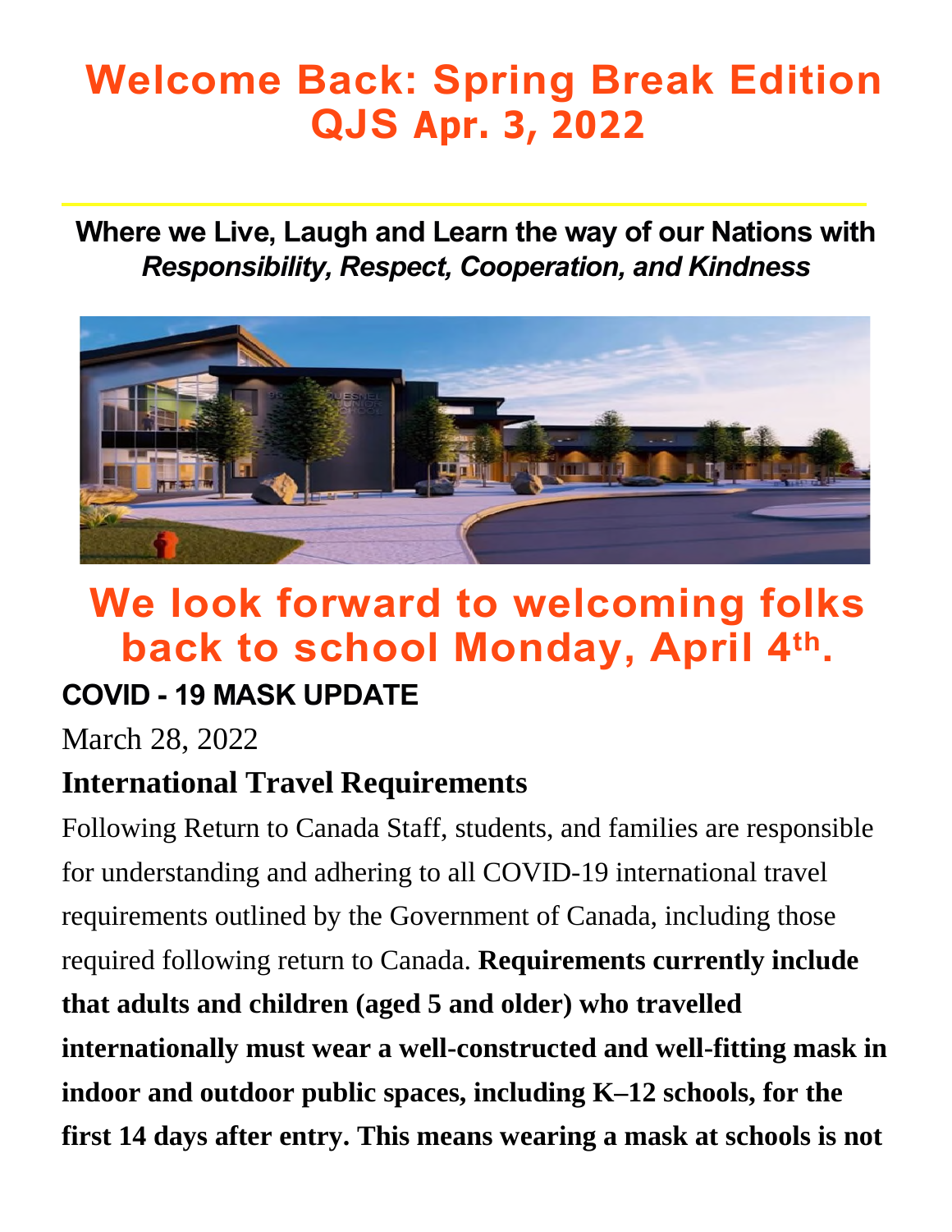# Welcome Back: Spring Break Edition QJS Apr. 3, 2022

**Where we Live, Laugh and Learn the way of our Nations with *Responsibility, Respect, Cooperation, and Kindness***

## We look forward to welcoming folks back to school Monday, April 4th.

### COVID - 19 MASK UPDATE

March 28, 2022

### International Travel Requirements

Following Return to Canada Staff, students, and families are responsible for understanding and adhering to all COVID-19 international travel requirements outlined by the Government of Canada, including those required following return to Canada. **Requirements currently include that adults and children (aged 5 and older) who travelled internationally must wear a well-constructed and well-fitting mask in indoor and outdoor public spaces, including K–12 schools, for the first 14 days after entry. This means wearing a mask at schools is not**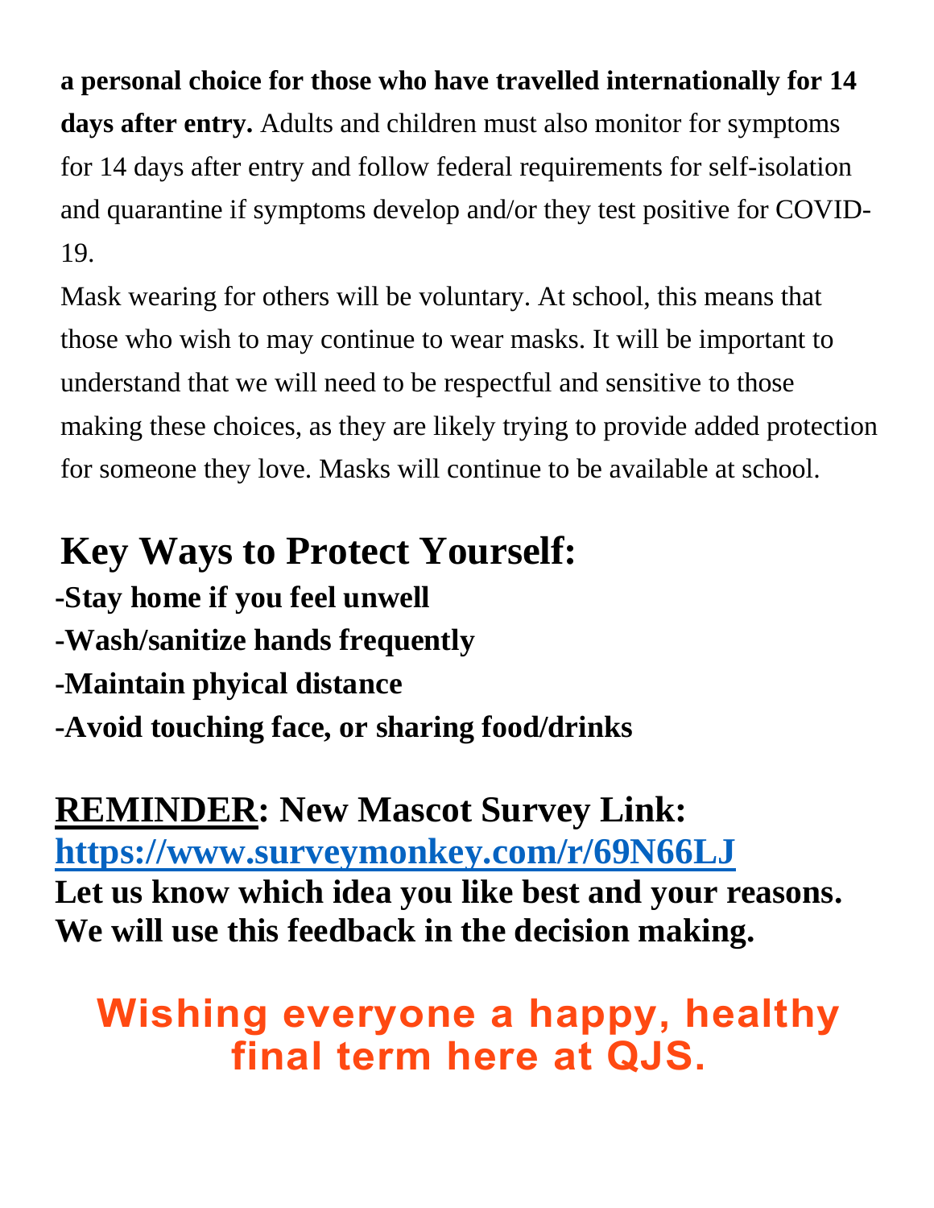**a personal choice for those who have travelled internationally for 14 days after entry.** Adults and children must also monitor for symptoms for 14 days after entry and follow federal requirements for self-isolation and quarantine if symptoms develop and/or they test positive for COVID-19.

Mask wearing for others will be voluntary. At school, this means that those who wish to may continue to wear masks. It will be important to understand that we will need to be respectful and sensitive to those making these choices, as they are likely trying to provide added protection for someone they love. Masks will continue to be available at school.

## Key Ways to Protect Yourself:

**-Stay home if you feel unwell**
**-Wash/sanitize hands frequently**
**-Maintain phyical distance**
**-Avoid touching face, or sharing food/drinks**

## REMINDER: New Mascot Survey Link:

**https://www.surveymonkey.com/r/69N66LJ**
**Let us know which idea you like best and your reasons. We will use this feedback in the decision making.**

## Wishing everyone a happy, healthy final term here at QJS.